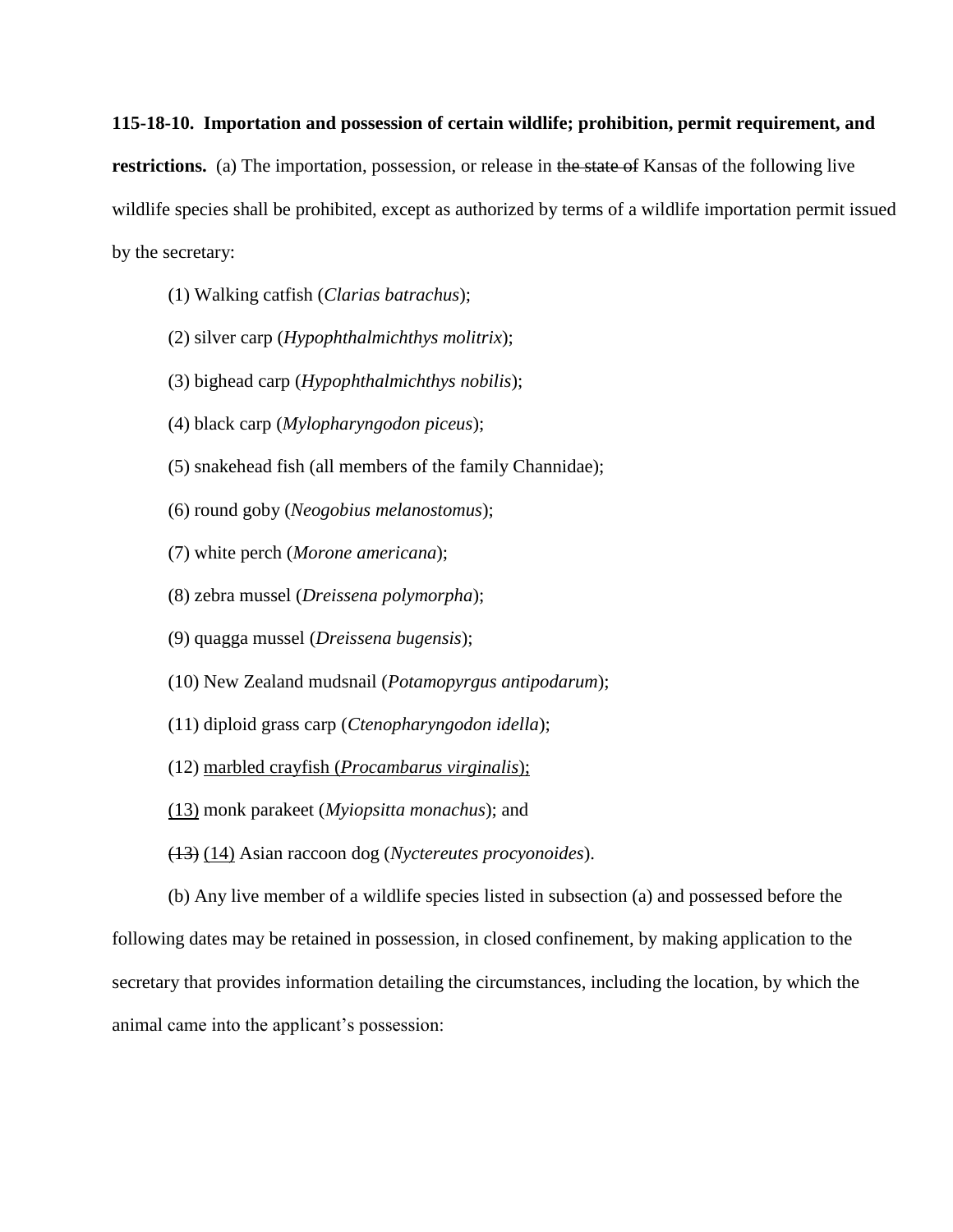**115-18-10. Importation and possession of certain wildlife; prohibition, permit requirement, and restrictions.** (a) The importation, possession, or release in ~~the state of~~ Kansas of the following live wildlife species shall be prohibited, except as authorized by terms of a wildlife importation permit issued by the secretary:

(1) Walking catfish (*Clarias batrachus*);

(2) silver carp (*Hypophthalmichthys molitrix*);

(3) bighead carp (*Hypophthalmichthys nobilis*);

(4) black carp (*Mylopharyngodon piceus*);

(5) snakehead fish (all members of the family Channidae);

(6) round goby (*Neogobius melanostomus*);

(7) white perch (*Morone americana*);

(8) zebra mussel (*Dreissena polymorpha*);

(9) quagga mussel (*Dreissena bugensis*);

(10) New Zealand mudsnail (*Potamopyrgus antipodarum*);

(11) diploid grass carp (*Ctenopharyngodon idella*);

(12) <u>marbled crayfish (*Procambarus virginalis*);</u>

<u>(13)</u> monk parakeet (*Myiopsitta monachus*); and

~~(13)~~ <u>(14)</u> Asian raccoon dog (*Nyctereutes procyonoides*).

(b) Any live member of a wildlife species listed in subsection (a) and possessed before the following dates may be retained in possession, in closed confinement, by making application to the secretary that provides information detailing the circumstances, including the location, by which the animal came into the applicant's possession: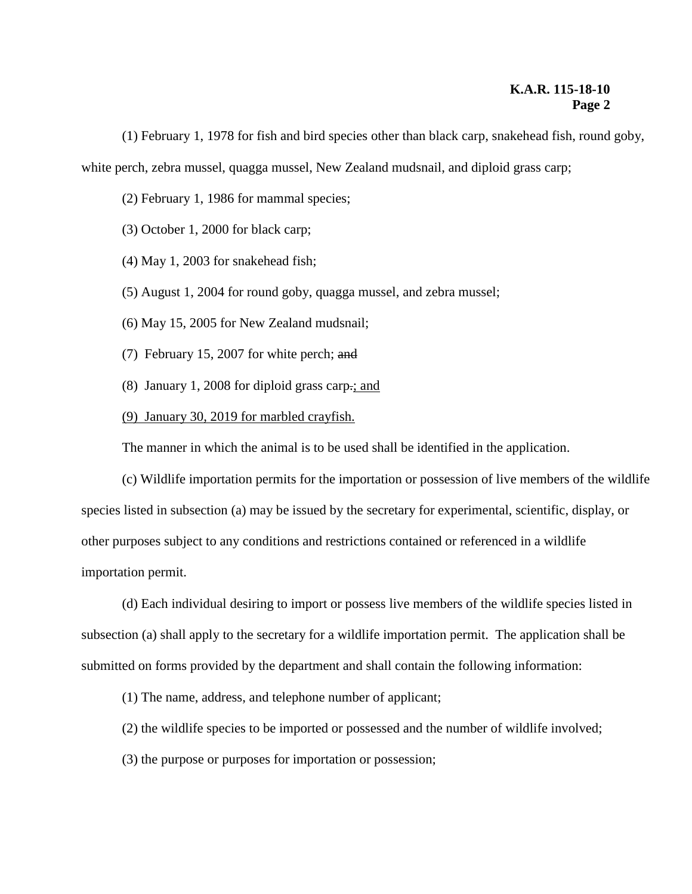(1) February 1, 1978 for fish and bird species other than black carp, snakehead fish, round goby, white perch, zebra mussel, quagga mussel, New Zealand mudsnail, and diploid grass carp;

(2) February 1, 1986 for mammal species;

(3) October 1, 2000 for black carp;

(4) May 1, 2003 for snakehead fish;

(5) August 1, 2004 for round goby, quagga mussel, and zebra mussel;

(6) May 15, 2005 for New Zealand mudsnail;

(7) February 15, 2007 for white perch; ~~and~~

(8) January 1, 2008 for diploid grass carp~~.~~<u>; and</u>

<u>(9) January 30, 2019 for marbled crayfish.</u>

The manner in which the animal is to be used shall be identified in the application.

(c) Wildlife importation permits for the importation or possession of live members of the wildlife species listed in subsection (a) may be issued by the secretary for experimental, scientific, display, or other purposes subject to any conditions and restrictions contained or referenced in a wildlife importation permit.

(d) Each individual desiring to import or possess live members of the wildlife species listed in subsection (a) shall apply to the secretary for a wildlife importation permit. The application shall be submitted on forms provided by the department and shall contain the following information:

(1) The name, address, and telephone number of applicant;

(2) the wildlife species to be imported or possessed and the number of wildlife involved;

(3) the purpose or purposes for importation or possession;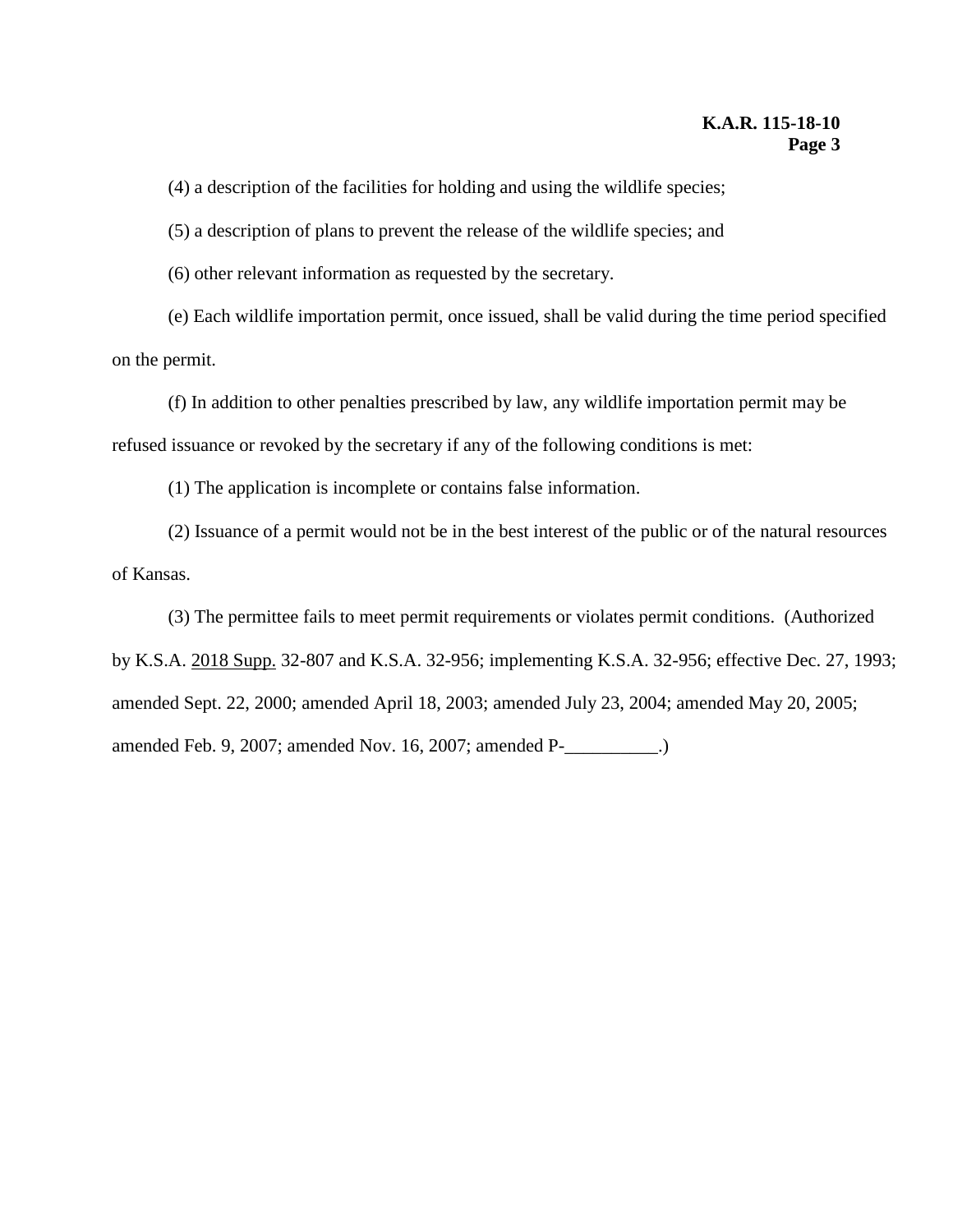(4) a description of the facilities for holding and using the wildlife species;

(5) a description of plans to prevent the release of the wildlife species; and

(6) other relevant information as requested by the secretary.

(e) Each wildlife importation permit, once issued, shall be valid during the time period specified on the permit.

(f) In addition to other penalties prescribed by law, any wildlife importation permit may be refused issuance or revoked by the secretary if any of the following conditions is met:

(1) The application is incomplete or contains false information.

(2) Issuance of a permit would not be in the best interest of the public or of the natural resources of Kansas.

(3) The permittee fails to meet permit requirements or violates permit conditions. (Authorized by K.S.A. 2018 Supp. 32-807 and K.S.A. 32-956; implementing K.S.A. 32-956; effective Dec. 27, 1993; amended Sept. 22, 2000; amended April 18, 2003; amended July 23, 2004; amended May 20, 2005; amended Feb. 9, 2007; amended Nov. 16, 2007; amended P-__________.)